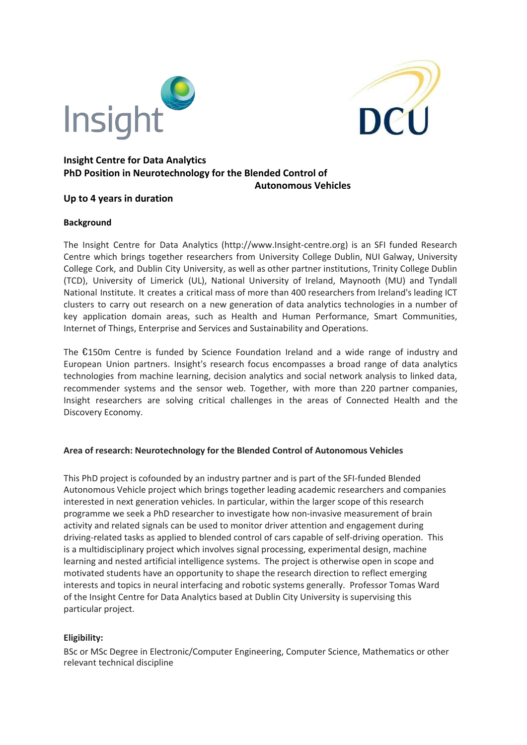**Insight Centre for Data Analytics**
**PhD Position in Neurotechnology for the Blended Control of Autonomous Vehicles**

**Up to 4 years in duration**

**Background**

The Insight Centre for Data Analytics (http://www.Insight-centre.org) is an SFI funded Research Centre which brings together researchers from University College Dublin, NUI Galway, University College Cork, and Dublin City University, as well as other partner institutions, Trinity College Dublin (TCD), University of Limerick (UL), National University of Ireland, Maynooth (MU) and Tyndall National Institute. It creates a critical mass of more than 400 researchers from Ireland's leading ICT clusters to carry out research on a new generation of data analytics technologies in a number of key application domain areas, such as Health and Human Performance, Smart Communities, Internet of Things, Enterprise and Services and Sustainability and Operations.

The €150m Centre is funded by Science Foundation Ireland and a wide range of industry and European Union partners. Insight's research focus encompasses a broad range of data analytics technologies from machine learning, decision analytics and social network analysis to linked data, recommender systems and the sensor web. Together, with more than 220 partner companies, Insight researchers are solving critical challenges in the areas of Connected Health and the Discovery Economy.

**Area of research: Neurotechnology for the Blended Control of Autonomous Vehicles**

This PhD project is cofounded by an industry partner and is part of the SFI-funded Blended Autonomous Vehicle project which brings together leading academic researchers and companies interested in next generation vehicles. In particular, within the larger scope of this research programme we seek a PhD researcher to investigate how non-invasive measurement of brain activity and related signals can be used to monitor driver attention and engagement during driving-related tasks as applied to blended control of cars capable of self-driving operation. This is a multidisciplinary project which involves signal processing, experimental design, machine learning and nested artificial intelligence systems. The project is otherwise open in scope and motivated students have an opportunity to shape the research direction to reflect emerging interests and topics in neural interfacing and robotic systems generally. Professor Tomas Ward of the Insight Centre for Data Analytics based at Dublin City University is supervising this particular project.

**Eligibility:**

BSc or MSc Degree in Electronic/Computer Engineering, Computer Science, Mathematics or other relevant technical discipline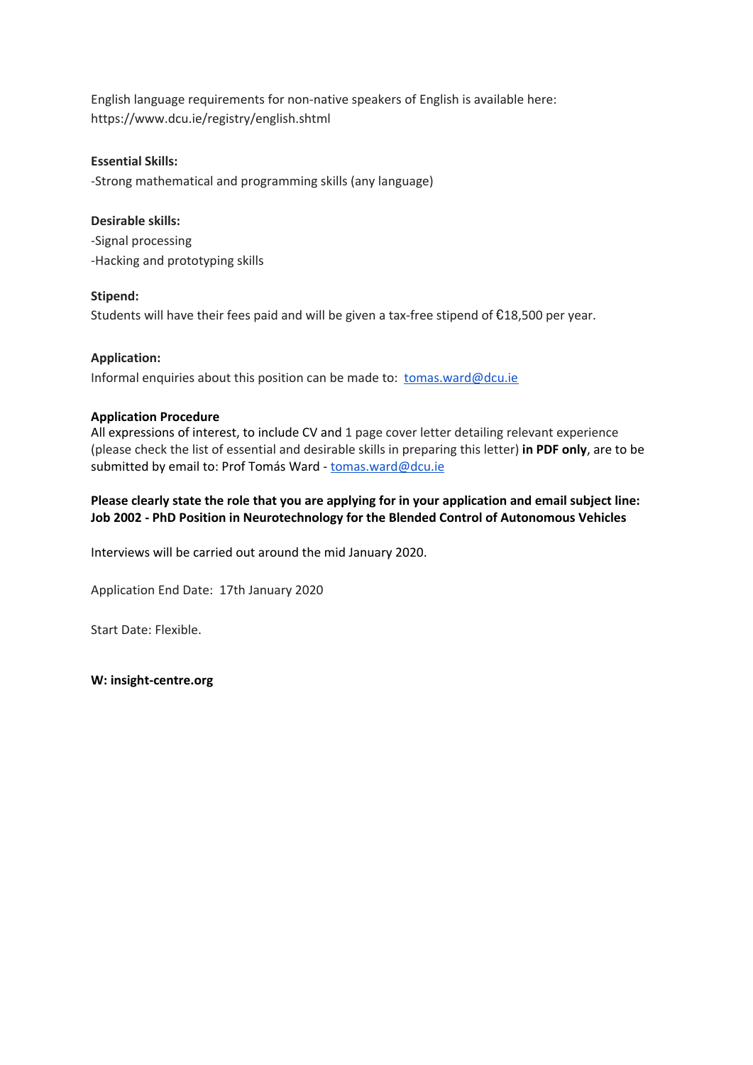English language requirements for non-native speakers of English is available here: https://www.dcu.ie/registry/english.shtml

**Essential Skills:**

-Strong mathematical and programming skills (any language)

**Desirable skills:**

-Signal processing

-Hacking and prototyping skills

**Stipend:**

Students will have their fees paid and will be given a tax-free stipend of €18,500 per year.

**Application:**

Informal enquiries about this position can be made to: tomas.ward@dcu.ie

**Application Procedure**

All expressions of interest, to include CV and 1 page cover letter detailing relevant experience (please check the list of essential and desirable skills in preparing this letter) **in PDF only**, are to be submitted by email to: Prof Tomás Ward - tomas.ward@dcu.ie

**Please clearly state the role that you are applying for in your application and email subject line: Job 2002 - PhD Position in Neurotechnology for the Blended Control of Autonomous Vehicles**

Interviews will be carried out around the mid January 2020.

Application End Date: 17th January 2020

Start Date: Flexible.

**W: insight-centre.org**